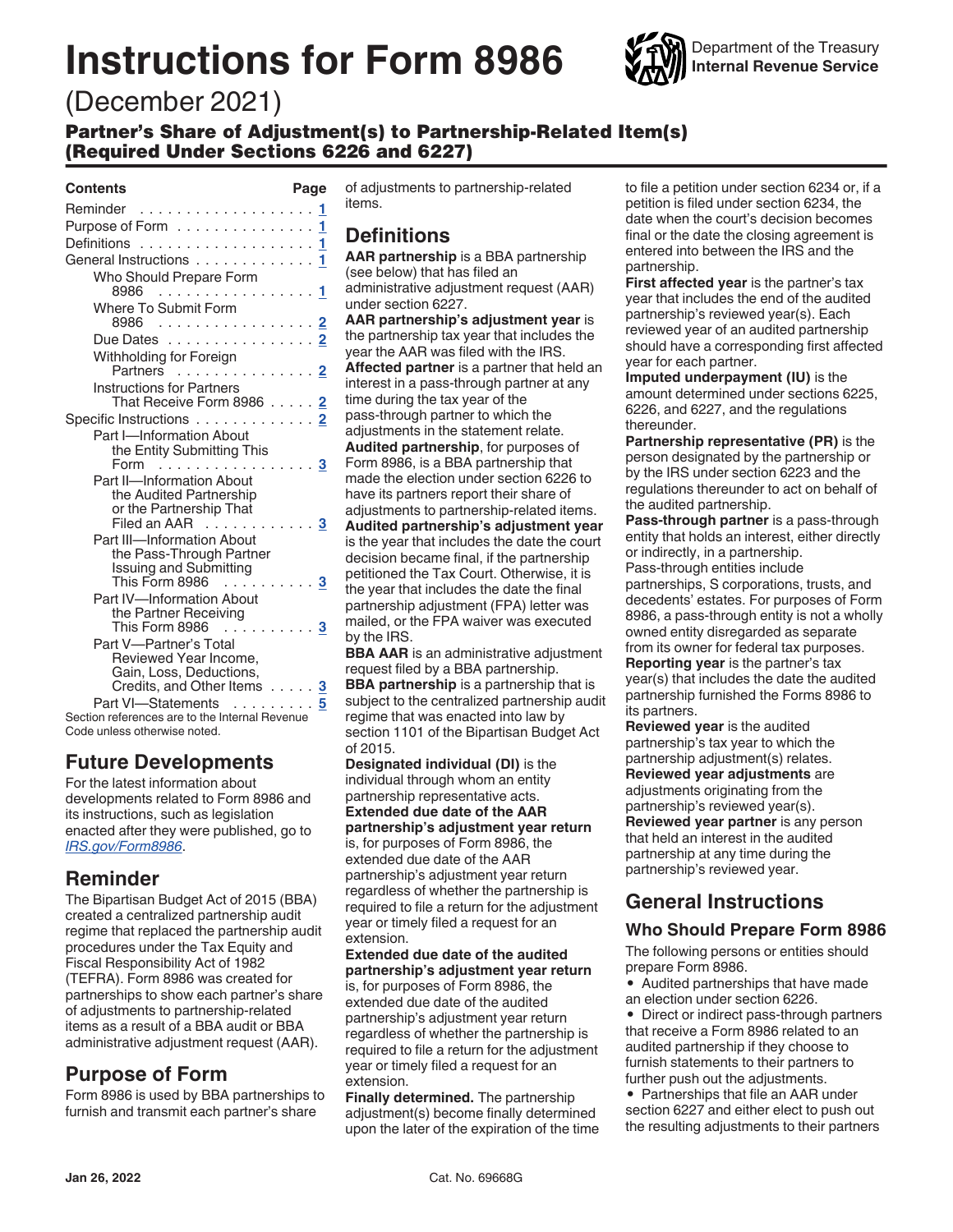# Instructions for Form 8986

Department of the Treasury
**Internal Revenue Service**

(December 2021)

## Partner's Share of Adjustment(s) to Partnership-Related Item(s) (Required Under Sections 6226 and 6227)

| Contents | Page |
|---|---|
| Reminder | 1 |
| Purpose of Form | 1 |
| Definitions | 1 |
| General Instructions | 1 |
| Who Should Prepare Form 8986 | 1 |
| Where To Submit Form 8986 | 2 |
| Due Dates | 2 |
| Withholding for Foreign Partners | 2 |
| Instructions for Partners That Receive Form 8986 | 2 |
| Specific Instructions | 2 |
| Part I—Information About the Entity Submitting This Form | 3 |
| Part II—Information About the Audited Partnership or the Partnership That Filed an AAR | 3 |
| Part III—Information About the Pass-Through Partner Issuing and Submitting This Form 8986 | 3 |
| Part IV—Information About the Partner Receiving This Form 8986 | 3 |
| Part V—Partner's Total Reviewed Year Income, Gain, Loss, Deductions, Credits, and Other Items | 3 |
| Part VI—Statements | 5 |

Section references are to the Internal Revenue Code unless otherwise noted.

## Future Developments

For the latest information about developments related to Form 8986 and its instructions, such as legislation enacted after they were published, go to *IRS.gov/Form8986*.

## Reminder

The Bipartisan Budget Act of 2015 (BBA) created a centralized partnership audit regime that replaced the partnership audit procedures under the Tax Equity and Fiscal Responsibility Act of 1982 (TEFRA). Form 8986 was created for partnerships to show each partner's share of adjustments to partnership-related items as a result of a BBA audit or BBA administrative adjustment request (AAR).

## Purpose of Form

Form 8986 is used by BBA partnerships to furnish and transmit each partner's share of adjustments to partnership-related items.

## Definitions

**AAR partnership** is a BBA partnership (see below) that has filed an administrative adjustment request (AAR) under section 6227.

**AAR partnership's adjustment year** is the partnership tax year that includes the year the AAR was filed with the IRS.

**Affected partner** is a partner that held an interest in a pass-through partner at any time during the tax year of the pass-through partner to which the adjustments in the statement relate.

**Audited partnership**, for purposes of Form 8986, is a BBA partnership that made the election under section 6226 to have its partners report their share of adjustments to partnership-related items.

**Audited partnership's adjustment year** is the year that includes the date the court decision became final, if the partnership petitioned the Tax Court. Otherwise, it is the year that includes the date the final partnership adjustment (FPA) letter was mailed, or the FPA waiver was executed by the IRS.

**BBA AAR** is an administrative adjustment request filed by a BBA partnership.

**BBA partnership** is a partnership that is subject to the centralized partnership audit regime that was enacted into law by section 1101 of the Bipartisan Budget Act of 2015.

**Designated individual (DI)** is the individual through whom an entity partnership representative acts.

**Extended due date of the AAR partnership's adjustment year return** is, for purposes of Form 8986, the extended due date of the AAR partnership's adjustment year return regardless of whether the partnership is required to file a return for the adjustment year or timely filed a request for an extension.

**Extended due date of the audited partnership's adjustment year return** is, for purposes of Form 8986, the extended due date of the audited partnership's adjustment year return regardless of whether the partnership is required to file a return for the adjustment year or timely filed a request for an extension.

**Finally determined.** The partnership adjustment(s) become finally determined upon the later of the expiration of the time to file a petition under section 6234 or, if a petition is filed under section 6234, the date when the court's decision becomes final or the date the closing agreement is entered into between the IRS and the partnership.

**First affected year** is the partner's tax year that includes the end of the audited partnership's reviewed year(s). Each reviewed year of an audited partnership should have a corresponding first affected year for each partner.

**Imputed underpayment (IU)** is the amount determined under sections 6225, 6226, and 6227, and the regulations thereunder.

**Partnership representative (PR)** is the person designated by the partnership or by the IRS under section 6223 and the regulations thereunder to act on behalf of the audited partnership.

**Pass-through partner** is a pass-through entity that holds an interest, either directly or indirectly, in a partnership. Pass-through entities include partnerships, S corporations, trusts, and decedents' estates. For purposes of Form 8986, a pass-through entity is not a wholly owned entity disregarded as separate from its owner for federal tax purposes.

**Reporting year** is the partner's tax year(s) that includes the date the audited partnership furnished the Forms 8986 to its partners.

**Reviewed year** is the audited partnership's tax year to which the partnership adjustment(s) relates.

**Reviewed year adjustments** are adjustments originating from the partnership's reviewed year(s).

**Reviewed year partner** is any person that held an interest in the audited partnership at any time during the partnership's reviewed year.

## General Instructions

### Who Should Prepare Form 8986

The following persons or entities should prepare Form 8986.

- Audited partnerships that have made an election under section 6226.
- Direct or indirect pass-through partners that receive a Form 8986 related to an audited partnership if they choose to furnish statements to their partners to further push out the adjustments.
- Partnerships that file an AAR under section 6227 and either elect to push out the resulting adjustments to their partners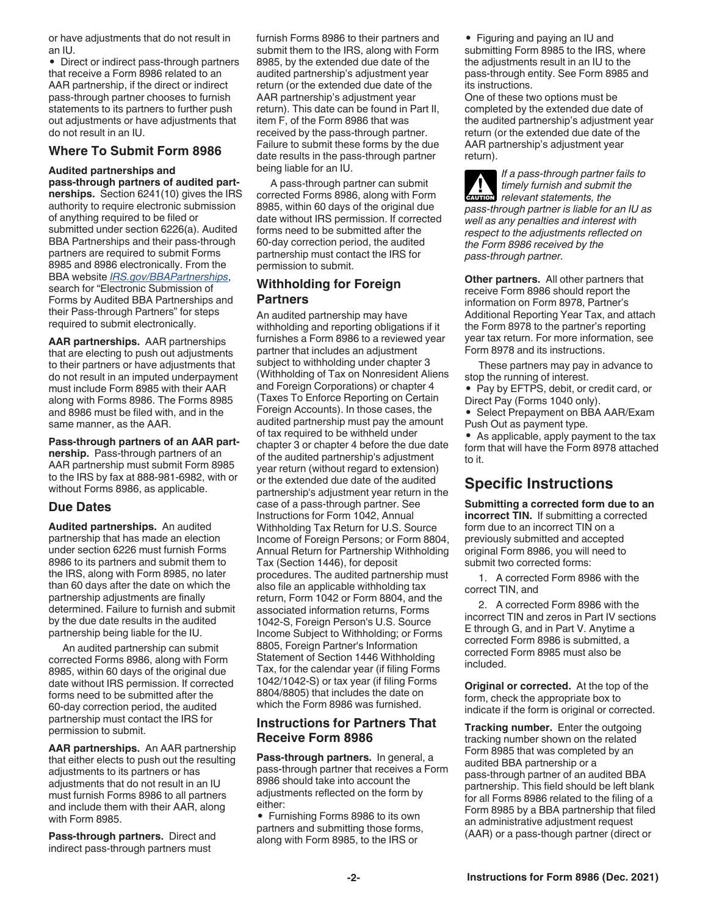or have adjustments that do not result in an IU.

- Direct or indirect pass-through partners that receive a Form 8986 related to an AAR partnership, if the direct or indirect pass-through partner chooses to furnish statements to its partners to further push out adjustments or have adjustments that do not result in an IU.

## Where To Submit Form 8986

**Audited partnerships and pass-through partners of audited partnerships.** Section 6241(10) gives the IRS authority to require electronic submission of anything required to be filed or submitted under section 6226(a). Audited BBA Partnerships and their pass-through partners are required to submit Forms 8985 and 8986 electronically. From the BBA website *IRS.gov/BBAPartnerships*, search for "Electronic Submission of Forms by Audited BBA Partnerships and their Pass-through Partners" for steps required to submit electronically.

**AAR partnerships.** AAR partnerships that are electing to push out adjustments to their partners or have adjustments that do not result in an imputed underpayment must include Form 8985 with their AAR along with Forms 8986. The Forms 8985 and 8986 must be filed with, and in the same manner, as the AAR.

**Pass-through partners of an AAR partnership.** Pass-through partners of an AAR partnership must submit Form 8985 to the IRS by fax at 888-981-6982, with or without Forms 8986, as applicable.

## Due Dates

**Audited partnerships.** An audited partnership that has made an election under section 6226 must furnish Forms 8986 to its partners and submit them to the IRS, along with Form 8985, no later than 60 days after the date on which the partnership adjustments are finally determined. Failure to furnish and submit by the due date results in the audited partnership being liable for the IU.

An audited partnership can submit corrected Forms 8986, along with Form 8985, within 60 days of the original due date without IRS permission. If corrected forms need to be submitted after the 60-day correction period, the audited partnership must contact the IRS for permission to submit.

**AAR partnerships.** An AAR partnership that either elects to push out the resulting adjustments to its partners or has adjustments that do not result in an IU must furnish Forms 8986 to all partners and include them with their AAR, along with Form 8985.

**Pass-through partners.** Direct and indirect pass-through partners must furnish Forms 8986 to their partners and submit them to the IRS, along with Form 8985, by the extended due date of the audited partnership's adjustment year return (or the extended due date of the AAR partnership's adjustment year return). This date can be found in Part II, item F, of the Form 8986 that was received by the pass-through partner. Failure to submit these forms by the due date results in the pass-through partner being liable for an IU.

A pass-through partner can submit corrected Forms 8986, along with Form 8985, within 60 days of the original due date without IRS permission. If corrected forms need to be submitted after the 60-day correction period, the audited partnership must contact the IRS for permission to submit.

## Withholding for Foreign Partners

An audited partnership may have withholding and reporting obligations if it furnishes a Form 8986 to a reviewed year partner that includes an adjustment subject to withholding under chapter 3 (Withholding of Tax on Nonresident Aliens and Foreign Corporations) or chapter 4 (Taxes To Enforce Reporting on Certain Foreign Accounts). In those cases, the audited partnership must pay the amount of tax required to be withheld under chapter 3 or chapter 4 before the due date of the audited partnership's adjustment year return (without regard to extension) or the extended due date of the audited partnership's adjustment year return in the case of a pass-through partner. See Instructions for Form 1042, Annual Withholding Tax Return for U.S. Source Income of Foreign Persons; or Form 8804, Annual Return for Partnership Withholding Tax (Section 1446), for deposit procedures. The audited partnership must also file an applicable withholding tax return, Form 1042 or Form 8804, and the associated information returns, Forms 1042-S, Foreign Person's U.S. Source Income Subject to Withholding; or Forms 8805, Foreign Partner's Information Statement of Section 1446 Withholding Tax, for the calendar year (if filing Forms 1042/1042-S) or tax year (if filing Forms 8804/8805) that includes the date on which the Form 8986 was furnished.

## Instructions for Partners That Receive Form 8986

**Pass-through partners.** In general, a pass-through partner that receives a Form 8986 should take into account the adjustments reflected on the form by either:

- Furnishing Forms 8986 to its own partners and submitting those forms, along with Form 8985, to the IRS or
- Figuring and paying an IU and submitting Form 8985 to the IRS, where the adjustments result in an IU to the pass-through entity. See Form 8985 and its instructions.

One of these two options must be completed by the extended due date of the audited partnership's adjustment year return (or the extended due date of the AAR partnership's adjustment year return).

**CAUTION:** *If a pass-through partner fails to timely furnish and submit the relevant statements, the pass-through partner is liable for an IU as well as any penalties and interest with respect to the adjustments reflected on the Form 8986 received by the pass-through partner.*

**Other partners.** All other partners that receive Form 8986 should report the information on Form 8978, Partner's Additional Reporting Year Tax, and attach the Form 8978 to the partner's reporting year tax return. For more information, see Form 8978 and its instructions.

These partners may pay in advance to stop the running of interest.

- Pay by EFTPS, debit, or credit card, or Direct Pay (Forms 1040 only).
- Select Prepayment on BBA AAR/Exam Push Out as payment type.
- As applicable, apply payment to the tax form that will have the Form 8978 attached to it.

# Specific Instructions

**Submitting a corrected form due to an incorrect TIN.** If submitting a corrected form due to an incorrect TIN on a previously submitted and accepted original Form 8986, you will need to submit two corrected forms:

1. A corrected Form 8986 with the correct TIN, and
2. A corrected Form 8986 with the incorrect TIN and zeros in Part IV sections E through G, and in Part V. Anytime a corrected Form 8986 is submitted, a corrected Form 8985 must also be included.

**Original or corrected.** At the top of the form, check the appropriate box to indicate if the form is original or corrected.

**Tracking number.** Enter the outgoing tracking number shown on the related Form 8985 that was completed by an audited BBA partnership or a pass-through partner of an audited BBA partnership. This field should be left blank for all Forms 8986 related to the filing of a Form 8985 by a BBA partnership that filed an administrative adjustment request (AAR) or a pass-though partner (direct or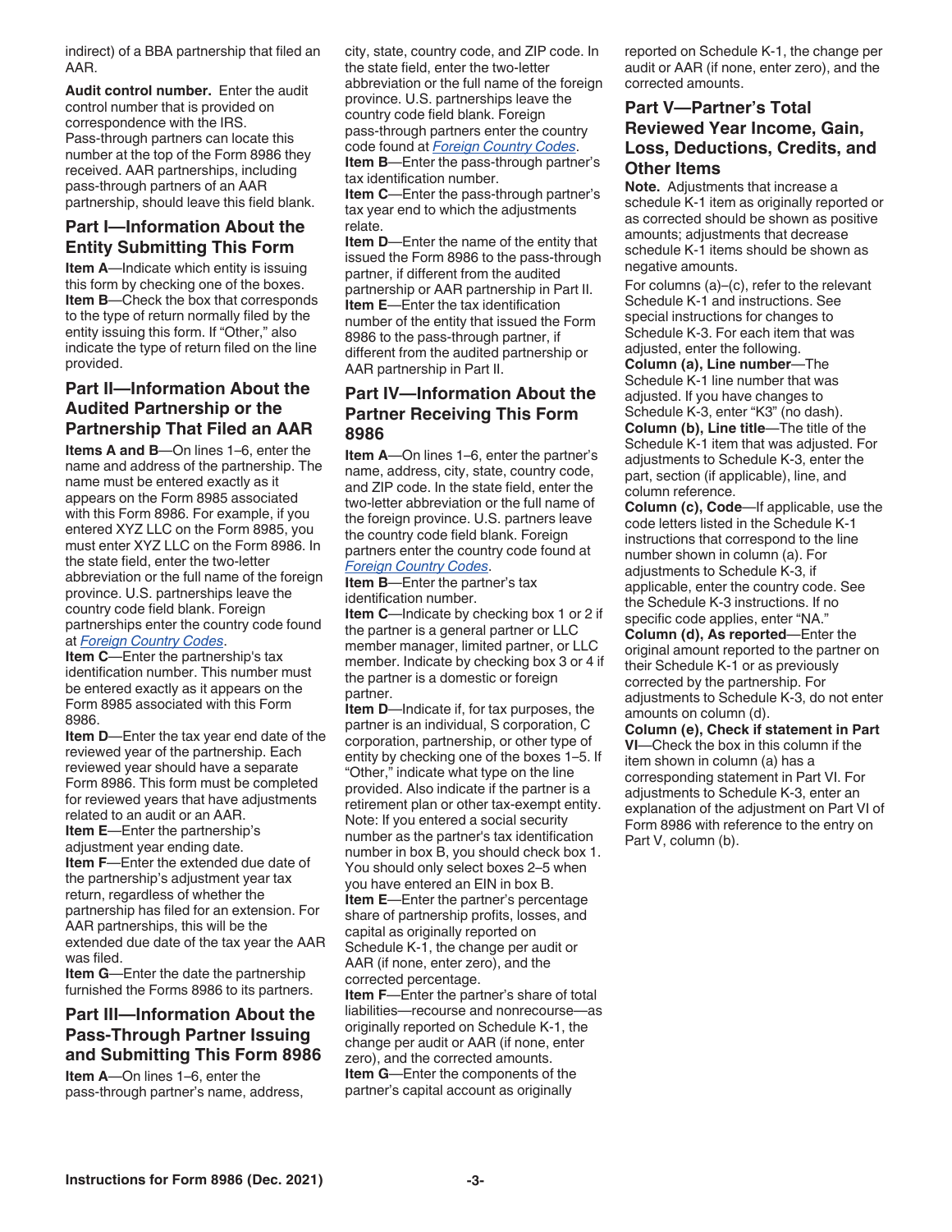indirect) of a BBA partnership that filed an AAR.

**Audit control number.** Enter the audit control number that is provided on correspondence with the IRS. Pass-through partners can locate this number at the top of the Form 8986 they received. AAR partnerships, including pass-through partners of an AAR partnership, should leave this field blank.

## Part I—Information About the Entity Submitting This Form

**Item A**—Indicate which entity is issuing this form by checking one of the boxes.
**Item B**—Check the box that corresponds to the type of return normally filed by the entity issuing this form. If "Other," also indicate the type of return filed on the line provided.

## Part II—Information About the Audited Partnership or the Partnership That Filed an AAR

**Items A and B**—On lines 1–6, enter the name and address of the partnership. The name must be entered exactly as it appears on the Form 8985 associated with this Form 8986. For example, if you entered XYZ LLC on the Form 8985, you must enter XYZ LLC on the Form 8986. In the state field, enter the two-letter abbreviation or the full name of the foreign province. U.S. partnerships leave the country code field blank. Foreign partnerships enter the country code found at *Foreign Country Codes*.
**Item C**—Enter the partnership's tax identification number. This number must be entered exactly as it appears on the Form 8985 associated with this Form 8986.
**Item D**—Enter the tax year end date of the reviewed year of the partnership. Each reviewed year should have a separate Form 8986. This form must be completed for reviewed years that have adjustments related to an audit or an AAR.
**Item E**—Enter the partnership's adjustment year ending date.
**Item F**—Enter the extended due date of the partnership's adjustment year tax return, regardless of whether the partnership has filed for an extension. For AAR partnerships, this will be the extended due date of the tax year the AAR was filed.
**Item G**—Enter the date the partnership furnished the Forms 8986 to its partners.

## Part III—Information About the Pass-Through Partner Issuing and Submitting This Form 8986

**Item A**—On lines 1–6, enter the pass-through partner's name, address, city, state, country code, and ZIP code. In the state field, enter the two-letter abbreviation or the full name of the foreign province. U.S. partners leave the country code field blank. Foreign pass-through partners enter the country code found at *Foreign Country Codes*.
**Item B**—Enter the pass-through partner's tax identification number.
**Item C**—Enter the pass-through partner's tax year end to which the adjustments relate.
**Item D**—Enter the name of the entity that issued the Form 8986 to the pass-through partner, if different from the audited partnership or AAR partnership in Part II.
**Item E**—Enter the tax identification number of the entity that issued the Form 8986 to the pass-through partner, if different from the audited partnership or AAR partnership in Part II.

## Part IV—Information About the Partner Receiving This Form 8986

**Item A**—On lines 1–6, enter the partner's name, address, city, state, country code, and ZIP code. In the state field, enter the two-letter abbreviation or the full name of the foreign province. U.S. partners leave the country code field blank. Foreign partners enter the country code found at *Foreign Country Codes*.
**Item B**—Enter the partner's tax identification number.
**Item C**—Indicate by checking box 1 or 2 if the partner is a general partner or LLC member manager, limited partner, or LLC member. Indicate by checking box 3 or 4 if the partner is a domestic or foreign partner.
**Item D**—Indicate if, for tax purposes, the partner is an individual, S corporation, C corporation, partnership, or other type of entity by checking one of the boxes 1–5. If "Other," indicate what type on the line provided. Also indicate if the partner is a retirement plan or other tax-exempt entity. Note: If you entered a social security number as the partner's tax identification number in box B, you should check box 1. You should only select boxes 2–5 when you have entered an EIN in box B.
**Item E**—Enter the partner's percentage share of partnership profits, losses, and capital as originally reported on Schedule K-1, the change per audit or AAR (if none, enter zero), and the corrected percentage.
**Item F**—Enter the partner's share of total liabilities—recourse and nonrecourse—as originally reported on Schedule K-1, the change per audit or AAR (if none, enter zero), and the corrected amounts.
**Item G**—Enter the components of the partner's capital account as originally reported on Schedule K-1, the change per audit or AAR (if none, enter zero), and the corrected amounts.

## Part V—Partner's Total Reviewed Year Income, Gain, Loss, Deductions, Credits, and Other Items

**Note.** Adjustments that increase a schedule K-1 item as originally reported or as corrected should be shown as positive amounts; adjustments that decrease schedule K-1 items should be shown as negative amounts.

For columns (a)–(c), refer to the relevant Schedule K-1 and instructions. See special instructions for changes to Schedule K-3. For each item that was adjusted, enter the following.
**Column (a), Line number**—The Schedule K-1 line number that was adjusted. If you have changes to Schedule K-3, enter "K3" (no dash).
**Column (b), Line title**—The title of the Schedule K-1 item that was adjusted. For adjustments to Schedule K-3, enter the part, section (if applicable), line, and column reference.
**Column (c), Code**—If applicable, use the code letters listed in the Schedule K-1 instructions that correspond to the line number shown in column (a). For adjustments to Schedule K-3, if applicable, enter the country code. See the Schedule K-3 instructions. If no specific code applies, enter "NA."
**Column (d), As reported**—Enter the original amount reported to the partner on their Schedule K-1 or as previously corrected by the partnership. For adjustments to Schedule K-3, do not enter amounts on column (d).
**Column (e), Check if statement in Part VI**—Check the box in this column if the item shown in column (a) has a corresponding statement in Part VI. For adjustments to Schedule K-3, enter an explanation of the adjustment on Part VI of Form 8986 with reference to the entry on Part V, column (b).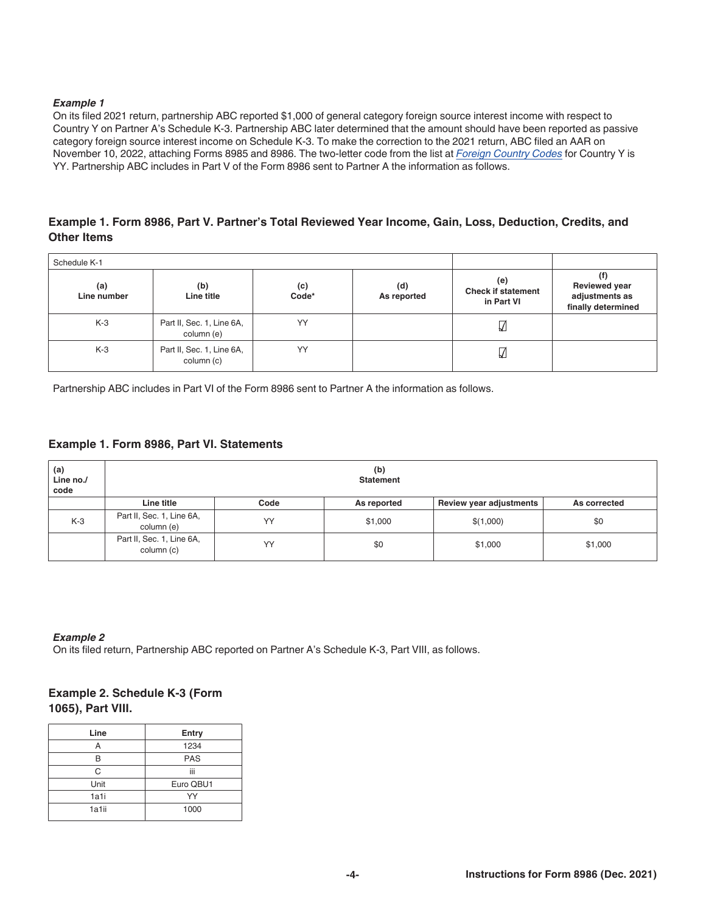*Example 1*

On its filed 2021 return, partnership ABC reported $1,000 of general category foreign source interest income with respect to Country Y on Partner A's Schedule K-3. Partnership ABC later determined that the amount should have been reported as passive category foreign source interest income on Schedule K-3. To make the correction to the 2021 return, ABC filed an AAR on November 10, 2022, attaching Forms 8985 and 8986. The two-letter code from the list at *Foreign Country Codes* for Country Y is YY. Partnership ABC includes in Part V of the Form 8986 sent to Partner A the information as follows.

### Example 1. Form 8986, Part V. Partner's Total Reviewed Year Income, Gain, Loss, Deduction, Credits, and Other Items

| Schedule K-1 | | | | | |
|---|---|---|---|---|---|
| (a) Line number | (b) Line title | (c) Code* | (d) As reported | (e) Check if statement in Part VI | (f) Reviewed year adjustments as finally determined |
| K-3 | Part II, Sec. 1, Line 6A, column (e) | YY | | ☑ | |
| K-3 | Part II, Sec. 1, Line 6A, column (c) | YY | | ☑ | |

Partnership ABC includes in Part VI of the Form 8986 sent to Partner A the information as follows.

### Example 1. Form 8986, Part VI. Statements

| (a) Line no./ code | (b) Statement | | | | |
|---|---|---|---|---|---|
| | Line title | Code | As reported | Review year adjustments | As corrected |
| K-3 | Part II, Sec. 1, Line 6A, column (e) | YY | $1,000 | $(1,000) | $0 |
| | Part II, Sec. 1, Line 6A, column (c) | YY | $0 | $1,000 | $1,000 |

*Example 2*

On its filed return, Partnership ABC reported on Partner A's Schedule K-3, Part VIII, as follows.

### Example 2. Schedule K-3 (Form 1065), Part VIII.

| Line | Entry |
|---|---|
| A | 1234 |
| B | PAS |
| C | iii |
| Unit | Euro QBU1 |
| 1a1i | YY |
| 1a1ii | 1000 |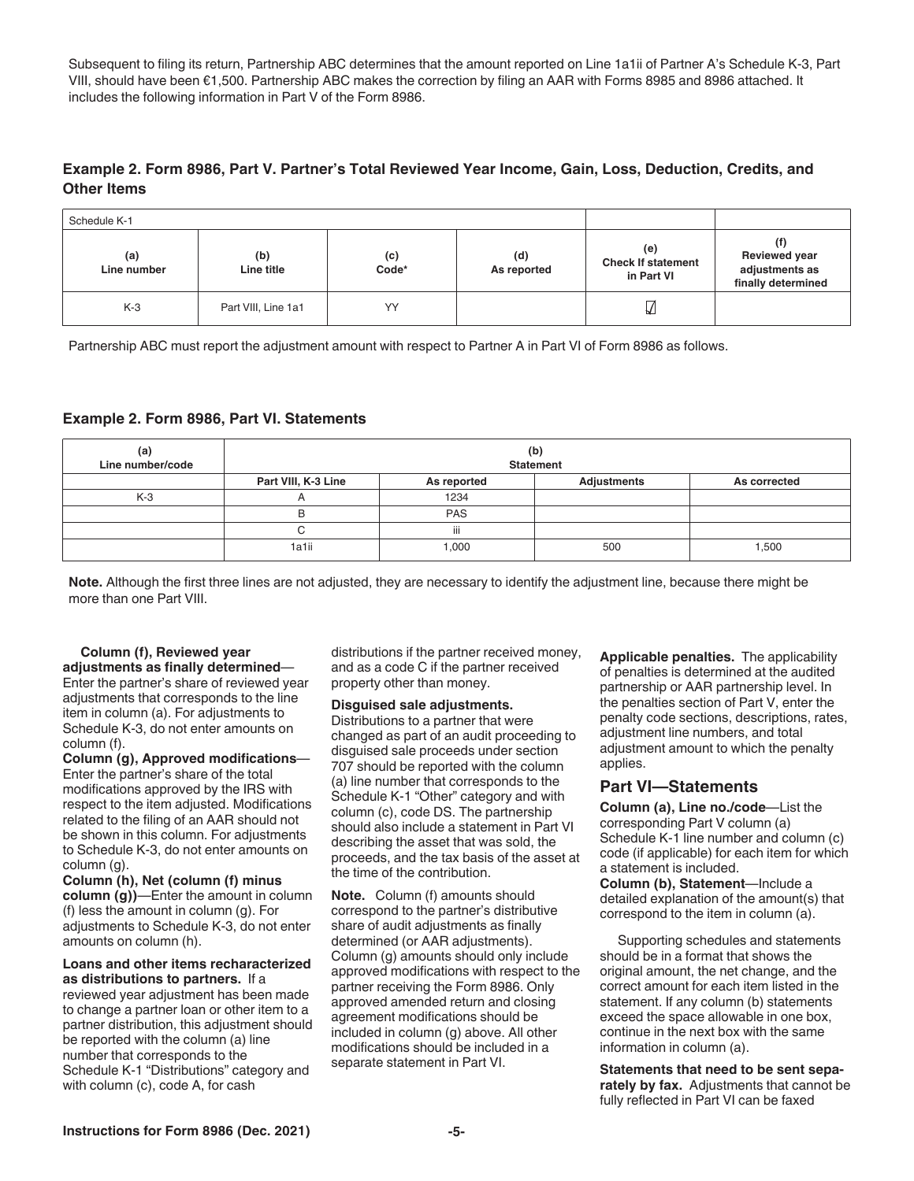Subsequent to filing its return, Partnership ABC determines that the amount reported on Line 1a1ii of Partner A's Schedule K-3, Part VIII, should have been €1,500. Partnership ABC makes the correction by filing an AAR with Forms 8985 and 8986 attached. It includes the following information in Part V of the Form 8986.

### Example 2. Form 8986, Part V. Partner's Total Reviewed Year Income, Gain, Loss, Deduction, Credits, and Other Items

| Schedule K-1 | | | | | |
|---|---|---|---|---|---|
| **(a) Line number** | **(b) Line title** | **(c) Code*** | **(d) As reported** | **(e) Check If statement in Part VI** | **(f) Reviewed year adjustments as finally determined** |
| K-3 | Part VIII, Line 1a1 | YY | | ☑ | |

Partnership ABC must report the adjustment amount with respect to Partner A in Part VI of Form 8986 as follows.

### Example 2. Form 8986, Part VI. Statements

| (a) Line number/code | (b) Statement | | | |
|---|---|---|---|---|
| | **Part VIII, K-3 Line** | **As reported** | **Adjustments** | **As corrected** |
| K-3 | A | 1234 | | |
| | B | PAS | | |
| | C | iii | | |
| | 1a1ii | 1,000 | 500 | 1,500 |

**Note.** Although the first three lines are not adjusted, they are necessary to identify the adjustment line, because there might be more than one Part VIII.

**Column (f), Reviewed year adjustments as finally determined**—Enter the partner's share of reviewed year adjustments that corresponds to the line item in column (a). For adjustments to Schedule K-3, do not enter amounts on column (f).

**Column (g), Approved modifications**—Enter the partner's share of the total modifications approved by the IRS with respect to the item adjusted. Modifications related to the filing of an AAR should not be shown in this column. For adjustments to Schedule K-3, do not enter amounts on column (g).

**Column (h), Net (column (f) minus column (g))**—Enter the amount in column (f) less the amount in column (g). For adjustments to Schedule K-3, do not enter amounts on column (h).

**Loans and other items recharacterized as distributions to partners.** If a reviewed year adjustment has been made to change a partner loan or other item to a partner distribution, this adjustment should be reported with the column (a) line number that corresponds to the Schedule K-1 "Distributions" category and with column (c), code A, for cash distributions if the partner received money, and as a code C if the partner received property other than money.

**Disguised sale adjustments.** Distributions to a partner that were changed as part of an audit proceeding to disguised sale proceeds under section 707 should be reported with the column (a) line number that corresponds to the Schedule K-1 "Other" category and with column (c), code DS. The partnership should also include a statement in Part VI describing the asset that was sold, the proceeds, and the tax basis of the asset at the time of the contribution.

**Note.** Column (f) amounts should correspond to the partner's distributive share of audit adjustments as finally determined (or AAR adjustments). Column (g) amounts should only include approved modifications with respect to the partner receiving the Form 8986. Only approved amended return and closing agreement modifications should be included in column (g) above. All other modifications should be included in a separate statement in Part VI.

**Applicable penalties.** The applicability of penalties is determined at the audited partnership or AAR partnership level. In the penalties section of Part V, enter the penalty code sections, descriptions, rates, adjustment line numbers, and total adjustment amount to which the penalty applies.

## Part VI—Statements

**Column (a), Line no./code**—List the corresponding Part V column (a) Schedule K-1 line number and column (c) code (if applicable) for each item for which a statement is included.

**Column (b), Statement**—Include a detailed explanation of the amount(s) that correspond to the item in column (a).

Supporting schedules and statements should be in a format that shows the original amount, the net change, and the correct amount for each item listed in the statement. If any column (b) statements exceed the space allowable in one box, continue in the next box with the same information in column (a).

**Statements that need to be sent separately by fax.** Adjustments that cannot be fully reflected in Part VI can be faxed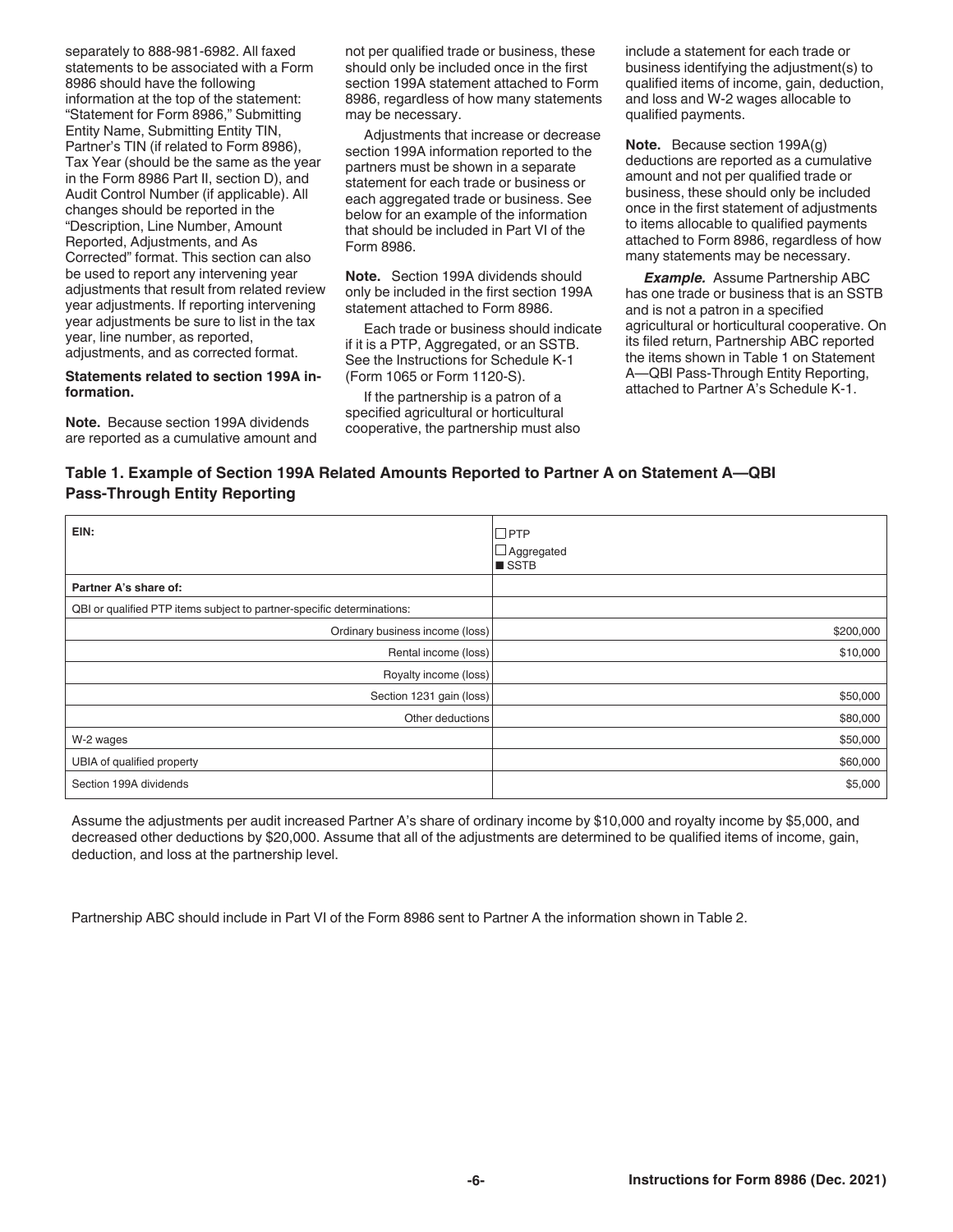separately to 888-981-6982. All faxed statements to be associated with a Form 8986 should have the following information at the top of the statement: "Statement for Form 8986," Submitting Entity Name, Submitting Entity TIN, Partner's TIN (if related to Form 8986), Tax Year (should be the same as the year in the Form 8986 Part II, section D), and Audit Control Number (if applicable). All changes should be reported in the "Description, Line Number, Amount Reported, Adjustments, and As Corrected" format. This section can also be used to report any intervening year adjustments that result from related review year adjustments. If reporting intervening year adjustments be sure to list in the tax year, line number, as reported, adjustments, and as corrected format.

**Statements related to section 199A information.**

**Note.** Because section 199A dividends are reported as a cumulative amount and not per qualified trade or business, these should only be included once in the first section 199A statement attached to Form 8986, regardless of how many statements may be necessary.

Adjustments that increase or decrease section 199A information reported to the partners must be shown in a separate statement for each trade or business or each aggregated trade or business. See below for an example of the information that should be included in Part VI of the Form 8986.

**Note.** Section 199A dividends should only be included in the first section 199A statement attached to Form 8986.

Each trade or business should indicate if it is a PTP, Aggregated, or an SSTB. See the Instructions for Schedule K-1 (Form 1065 or Form 1120-S).

If the partnership is a patron of a specified agricultural or horticultural cooperative, the partnership must also include a statement for each trade or business identifying the adjustment(s) to qualified items of income, gain, deduction, and loss and W-2 wages allocable to qualified payments.

**Note.** Because section 199A(g) deductions are reported as a cumulative amount and not per qualified trade or business, these should only be included once in the first statement of adjustments to items allocable to qualified payments attached to Form 8986, regardless of how many statements may be necessary.

***Example.*** Assume Partnership ABC has one trade or business that is an SSTB and is not a patron in a specified agricultural or horticultural cooperative. On its filed return, Partnership ABC reported the items shown in Table 1 on Statement A—QBI Pass-Through Entity Reporting, attached to Partner A's Schedule K-1.

**Table 1. Example of Section 199A Related Amounts Reported to Partner A on Statement A—QBI Pass-Through Entity Reporting**

| EIN: | ☐ PTP<br>☐ Aggregated<br>■ SSTB |
|---|---|
| **Partner A's share of:** | |
| QBI or qualified PTP items subject to partner-specific determinations: | |
| Ordinary business income (loss) | $200,000 |
| Rental income (loss) | $10,000 |
| Royalty income (loss) | |
| Section 1231 gain (loss) | $50,000 |
| Other deductions | $80,000 |
| W-2 wages | $50,000 |
| UBIA of qualified property | $60,000 |
| Section 199A dividends | $5,000 |

Assume the adjustments per audit increased Partner A's share of ordinary income by $10,000 and royalty income by $5,000, and decreased other deductions by $20,000. Assume that all of the adjustments are determined to be qualified items of income, gain, deduction, and loss at the partnership level.

Partnership ABC should include in Part VI of the Form 8986 sent to Partner A the information shown in Table 2.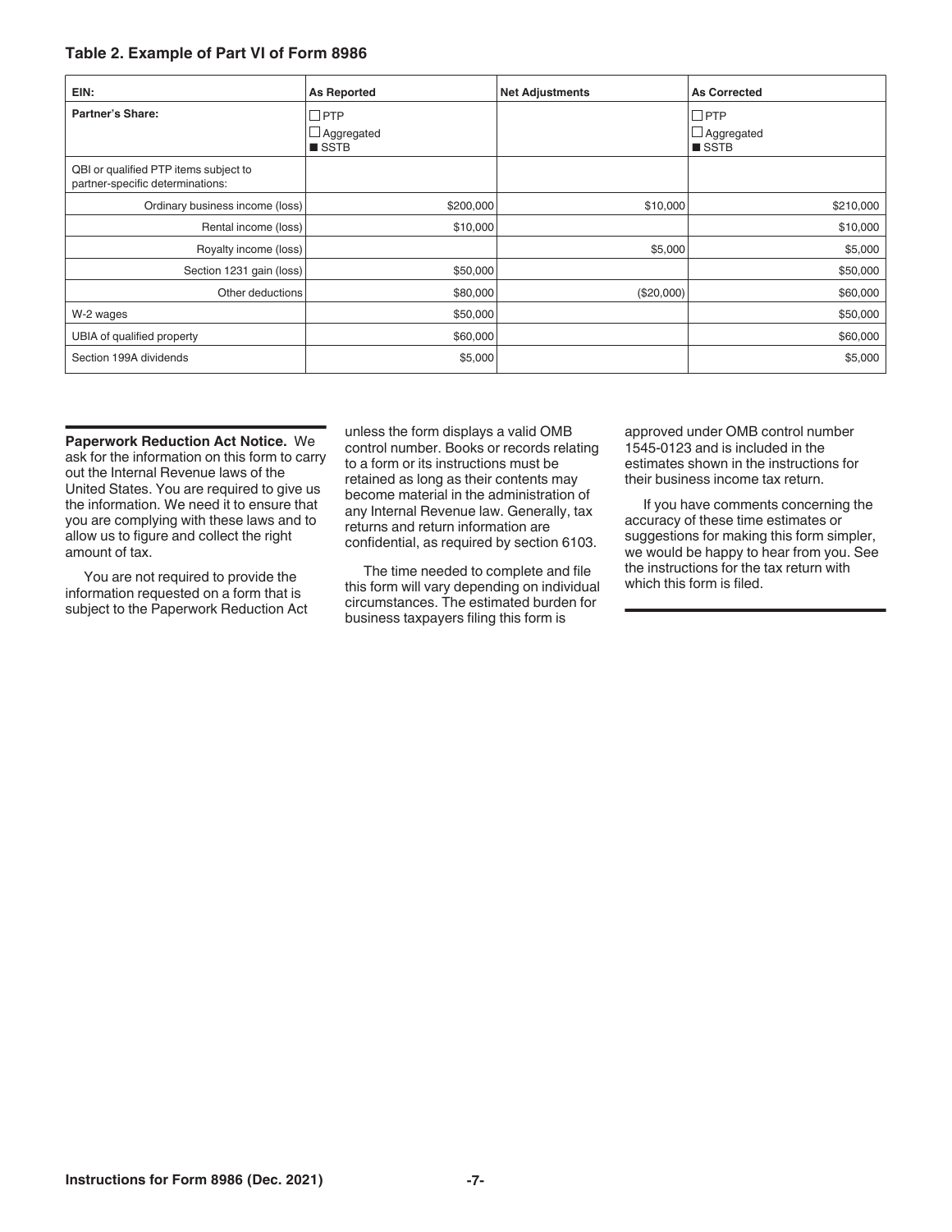**Table 2. Example of Part VI of Form 8986**

| EIN: | As Reported | Net Adjustments | As Corrected |
| --- | --- | --- | --- |
| **Partner's Share:** | ☐ PTP<br>☐ Aggregated<br>■ SSTB | | ☐ PTP<br>☐ Aggregated<br>■ SSTB |
| QBI or qualified PTP items subject to partner-specific determinations: | | | |
| Ordinary business income (loss) | $200,000 | $10,000 | $210,000 |
| Rental income (loss) | $10,000 | | $10,000 |
| Royalty income (loss) | | $5,000 | $5,000 |
| Section 1231 gain (loss) | $50,000 | | $50,000 |
| Other deductions | $80,000 | ($20,000) | $60,000 |
| W-2 wages | $50,000 | | $50,000 |
| UBIA of qualified property | $60,000 | | $60,000 |
| Section 199A dividends | $5,000 | | $5,000 |

**Paperwork Reduction Act Notice.** We ask for the information on this form to carry out the Internal Revenue laws of the United States. You are required to give us the information. We need it to ensure that you are complying with these laws and to allow us to figure and collect the right amount of tax.

You are not required to provide the information requested on a form that is subject to the Paperwork Reduction Act unless the form displays a valid OMB control number. Books or records relating to a form or its instructions must be retained as long as their contents may become material in the administration of any Internal Revenue law. Generally, tax returns and return information are confidential, as required by section 6103.

The time needed to complete and file this form will vary depending on individual circumstances. The estimated burden for business taxpayers filing this form is approved under OMB control number 1545-0123 and is included in the estimates shown in the instructions for their business income tax return.

If you have comments concerning the accuracy of these time estimates or suggestions for making this form simpler, we would be happy to hear from you. See the instructions for the tax return with which this form is filed.